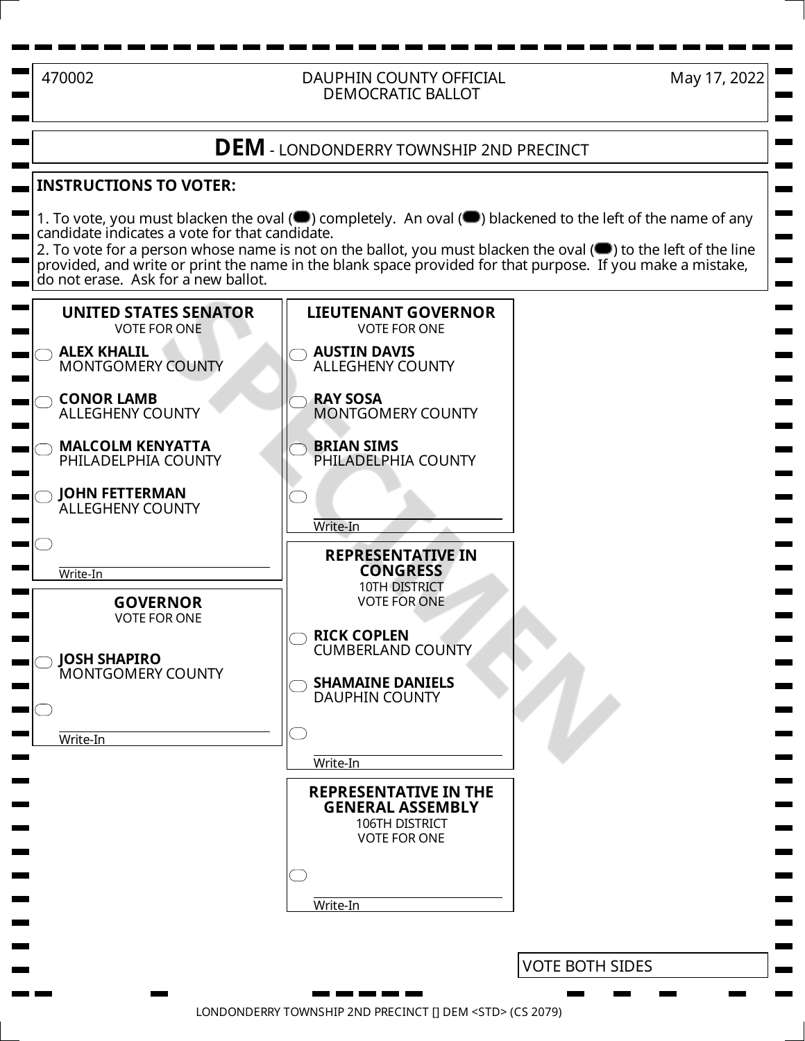470002

DAUPHIN COUNTY OFFICIAL
DEMOCRATIC BALLOT

May 17, 2022

# DEM - LONDONDERRY TOWNSHIP 2ND PRECINCT

**INSTRUCTIONS TO VOTER:**

1. To vote, you must blacken the oval (⬬) completely. An oval (⬬) blackened to the left of the name of any candidate indicates a vote for that candidate.
2. To vote for a person whose name is not on the ballot, you must blacken the oval (⬬) to the left of the line provided, and write or print the name in the blank space provided for that purpose. If you make a mistake, do not erase. Ask for a new ballot.

## UNITED STATES SENATOR
VOTE FOR ONE

- ⬭ **ALEX KHALIL** MONTGOMERY COUNTY
- ⬭ **CONOR LAMB** ALLEGHENY COUNTY
- ⬭ **MALCOLM KENYATTA** PHILADELPHIA COUNTY
- ⬭ **JOHN FETTERMAN** ALLEGHENY COUNTY
- ⬭ ____________ Write-In

## GOVERNOR
VOTE FOR ONE

- ⬭ **JOSH SHAPIRO** MONTGOMERY COUNTY
- ⬭ ____________ Write-In

## LIEUTENANT GOVERNOR
VOTE FOR ONE

- ⬭ **AUSTIN DAVIS** ALLEGHENY COUNTY
- ⬭ **RAY SOSA** MONTGOMERY COUNTY
- ⬭ **BRIAN SIMS** PHILADELPHIA COUNTY
- ⬭ ____________ Write-In

## REPRESENTATIVE IN CONGRESS
10TH DISTRICT
VOTE FOR ONE

- ⬭ **RICK COPLEN** CUMBERLAND COUNTY
- ⬭ **SHAMAINE DANIELS** DAUPHIN COUNTY
- ⬭ ____________ Write-In

## REPRESENTATIVE IN THE GENERAL ASSEMBLY
106TH DISTRICT
VOTE FOR ONE

- ⬭ ____________ Write-In

VOTE BOTH SIDES

LONDONDERRY TOWNSHIP 2ND PRECINCT [] DEM <STD> (CS 2079)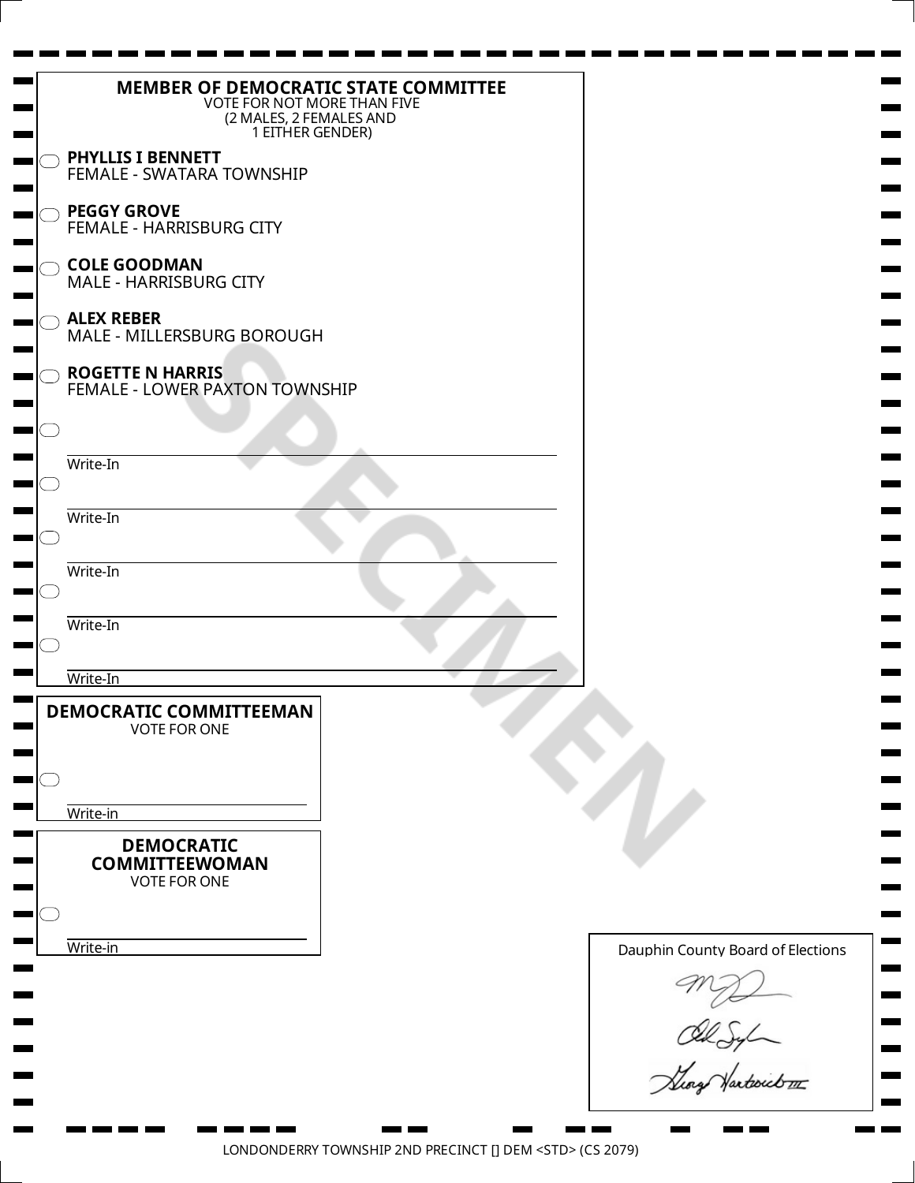## MEMBER OF DEMOCRATIC STATE COMMITTEE

VOTE FOR NOT MORE THAN FIVE
(2 MALES, 2 FEMALES AND
1 EITHER GENDER)

- **PHYLLIS I BENNETT**
  FEMALE - SWATARA TOWNSHIP
- **PEGGY GROVE**
  FEMALE - HARRISBURG CITY
- **COLE GOODMAN**
  MALE - HARRISBURG CITY
- **ALEX REBER**
  MALE - MILLERSBURG BOROUGH
- **ROGETTE N HARRIS**
  FEMALE - LOWER PAXTON TOWNSHIP
- Write-In
- Write-In
- Write-In
- Write-In
- Write-In

## DEMOCRATIC COMMITTEEMAN

VOTE FOR ONE

- Write-in

## DEMOCRATIC COMMITTEEWOMAN

VOTE FOR ONE

- Write-in

SPECIMEN

Dauphin County Board of Elections

LONDONDERRY TOWNSHIP 2ND PRECINCT [] DEM <STD> (CS 2079)